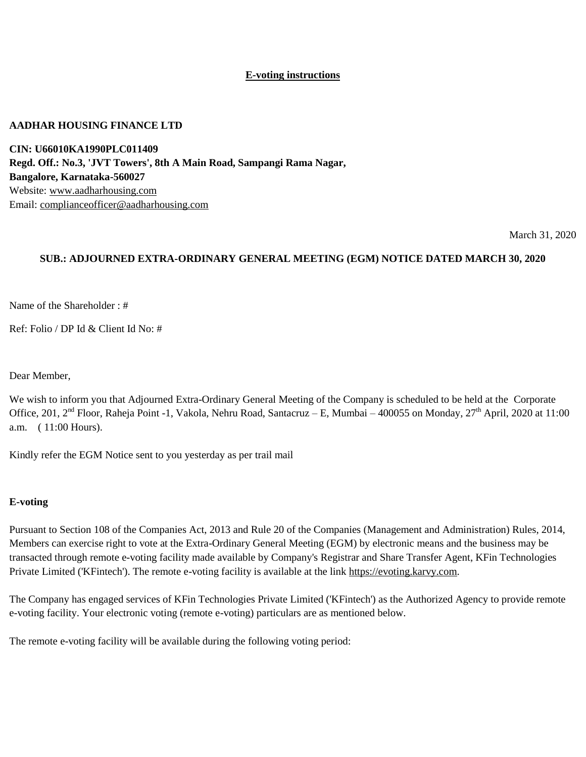**E-voting instructions**

**AADHAR HOUSING FINANCE LTD**

**CIN: U66010KA1990PLC011409**
**Regd. Off.: No.3, 'JVT Towers', 8th A Main Road, Sampangi Rama Nagar, Bangalore, Karnataka-560027**
Website: www.aadharhousing.com
Email: complianceofficer@aadharhousing.com

March 31, 2020

**SUB.: ADJOURNED EXTRA-ORDINARY GENERAL MEETING (EGM) NOTICE DATED MARCH 30, 2020**

Name of the Shareholder : #

Ref: Folio / DP Id & Client Id No: #

Dear Member,

We wish to inform you that Adjourned Extra-Ordinary General Meeting of the Company is scheduled to be held at the Corporate Office, 201, 2nd Floor, Raheja Point -1, Vakola, Nehru Road, Santacruz – E, Mumbai – 400055 on Monday, 27th April, 2020 at 11:00 a.m. ( 11:00 Hours).

Kindly refer the EGM Notice sent to you yesterday as per trail mail

**E-voting**

Pursuant to Section 108 of the Companies Act, 2013 and Rule 20 of the Companies (Management and Administration) Rules, 2014, Members can exercise right to vote at the Extra-Ordinary General Meeting (EGM) by electronic means and the business may be transacted through remote e-voting facility made available by Company's Registrar and Share Transfer Agent, KFin Technologies Private Limited ('KFintech'). The remote e-voting facility is available at the link https://evoting.karvy.com.

The Company has engaged services of KFin Technologies Private Limited ('KFintech') as the Authorized Agency to provide remote e-voting facility. Your electronic voting (remote e-voting) particulars are as mentioned below.

The remote e-voting facility will be available during the following voting period: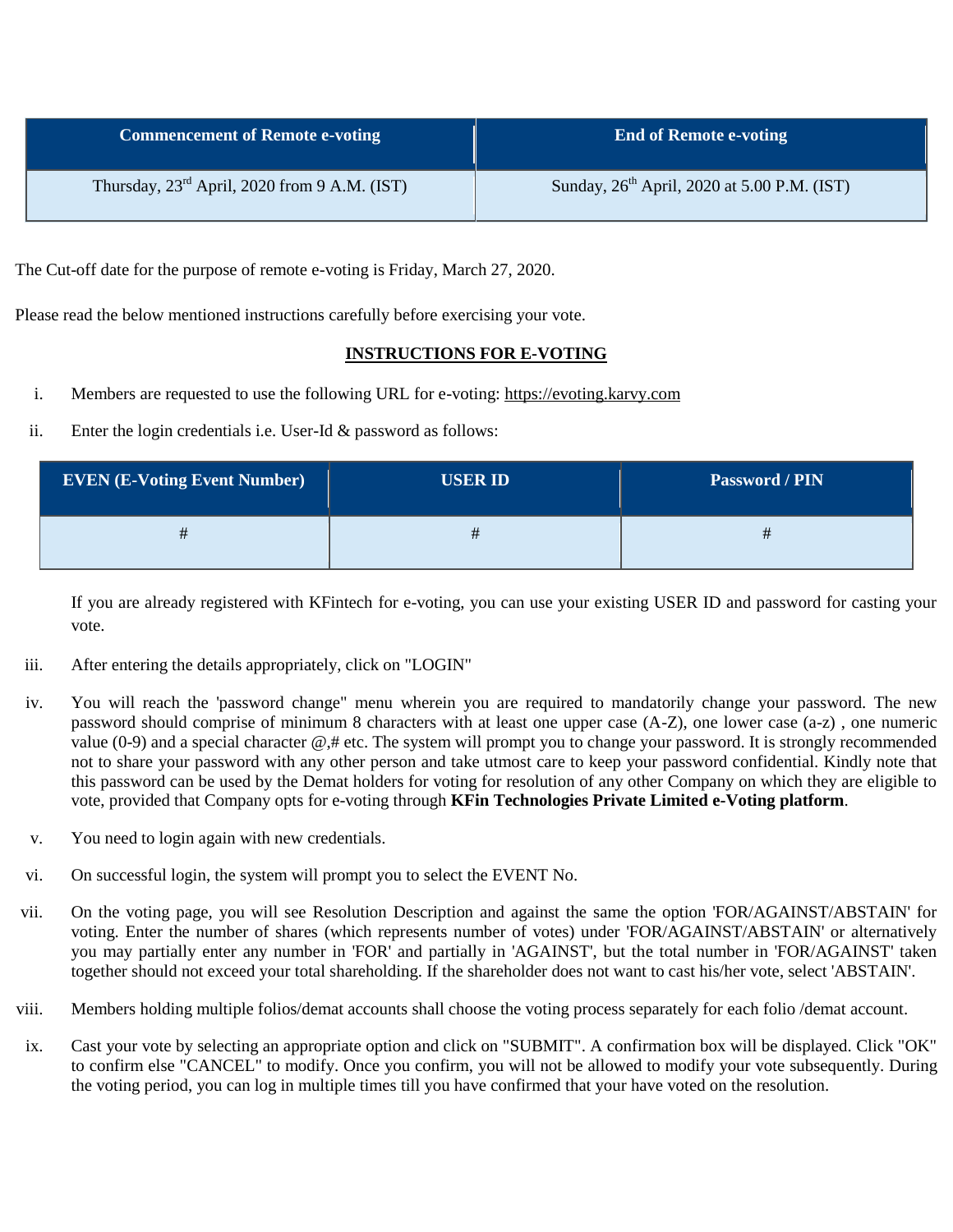| Commencement of Remote e-voting | End of Remote e-voting |
|---|---|
| Thursday, 23rd April, 2020 from 9 A.M. (IST) | Sunday, 26th April, 2020 at 5.00 P.M. (IST) |

The Cut-off date for the purpose of remote e-voting is Friday, March 27, 2020.

Please read the below mentioned instructions carefully before exercising your vote.

**INSTRUCTIONS FOR E-VOTING**

i. Members are requested to use the following URL for e-voting: https://evoting.karvy.com

ii. Enter the login credentials i.e. User-Id & password as follows:

| EVEN (E-Voting Event Number) | USER ID | Password / PIN |
|---|---|---|
| # | # | # |

If you are already registered with KFintech for e-voting, you can use your existing USER ID and password for casting your vote.

iii. After entering the details appropriately, click on "LOGIN"

iv. You will reach the 'password change" menu wherein you are required to mandatorily change your password. The new password should comprise of minimum 8 characters with at least one upper case (A-Z), one lower case (a-z) , one numeric value (0-9) and a special character @,# etc. The system will prompt you to change your password. It is strongly recommended not to share your password with any other person and take utmost care to keep your password confidential. Kindly note that this password can be used by the Demat holders for voting for resolution of any other Company on which they are eligible to vote, provided that Company opts for e-voting through **KFin Technologies Private Limited e-Voting platform**.

v. You need to login again with new credentials.

vi. On successful login, the system will prompt you to select the EVENT No.

vii. On the voting page, you will see Resolution Description and against the same the option 'FOR/AGAINST/ABSTAIN' for voting. Enter the number of shares (which represents number of votes) under 'FOR/AGAINST/ABSTAIN' or alternatively you may partially enter any number in 'FOR' and partially in 'AGAINST', but the total number in 'FOR/AGAINST' taken together should not exceed your total shareholding. If the shareholder does not want to cast his/her vote, select 'ABSTAIN'.

viii. Members holding multiple folios/demat accounts shall choose the voting process separately for each folio /demat account.

ix. Cast your vote by selecting an appropriate option and click on "SUBMIT". A confirmation box will be displayed. Click "OK" to confirm else "CANCEL" to modify. Once you confirm, you will not be allowed to modify your vote subsequently. During the voting period, you can log in multiple times till you have confirmed that your have voted on the resolution.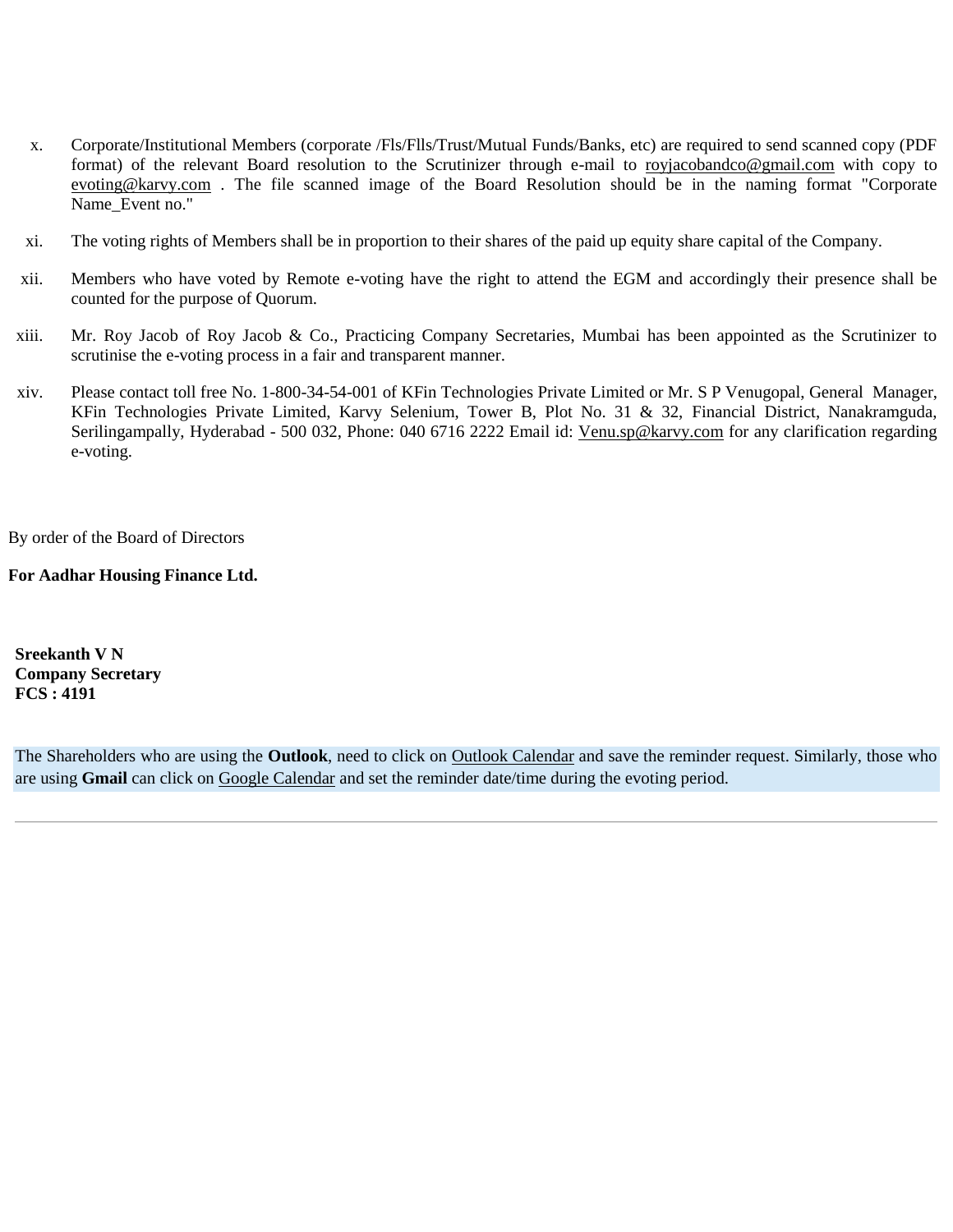x. Corporate/Institutional Members (corporate /Fls/Flls/Trust/Mutual Funds/Banks, etc) are required to send scanned copy (PDF format) of the relevant Board resolution to the Scrutinizer through e-mail to roycjacobandco@gmail.com with copy to evoting@karvy.com . The file scanned image of the Board Resolution should be in the naming format "Corporate Name_Event no."

xi. The voting rights of Members shall be in proportion to their shares of the paid up equity share capital of the Company.

xii. Members who have voted by Remote e-voting have the right to attend the EGM and accordingly their presence shall be counted for the purpose of Quorum.

xiii. Mr. Roy Jacob of Roy Jacob & Co., Practicing Company Secretaries, Mumbai has been appointed as the Scrutinizer to scrutinise the e-voting process in a fair and transparent manner.

xiv. Please contact toll free No. 1-800-34-54-001 of KFin Technologies Private Limited or Mr. S P Venugopal, General Manager, KFin Technologies Private Limited, Karvy Selenium, Tower B, Plot No. 31 & 32, Financial District, Nanakramguda, Serilingampally, Hyderabad - 500 032, Phone: 040 6716 2222 Email id: Venu.sp@karvy.com for any clarification regarding e-voting.

By order of the Board of Directors

**For Aadhar Housing Finance Ltd.**

**Sreekanth V N**
**Company Secretary**
**FCS : 4191**

The Shareholders who are using the **Outlook**, need to click on Outlook Calendar and save the reminder request. Similarly, those who are using **Gmail** can click on Google Calendar and set the reminder date/time during the evoting period.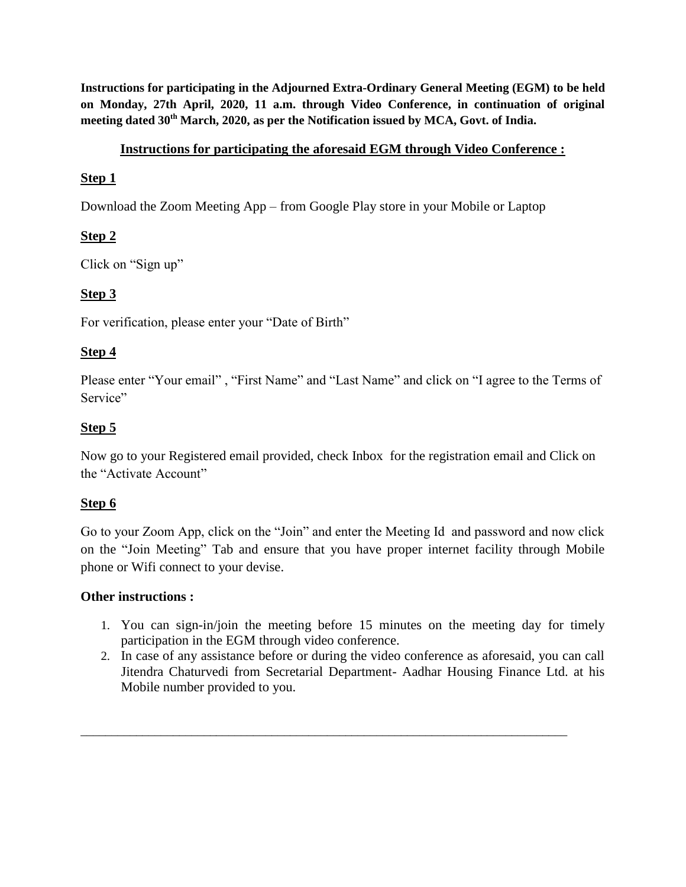**Instructions for participating in the Adjourned Extra-Ordinary General Meeting (EGM) to be held on Monday, 27th April, 2020, 11 a.m. through Video Conference, in continuation of original meeting dated 30th March, 2020, as per the Notification issued by MCA, Govt. of India.**

## Instructions for participating the aforesaid EGM through Video Conference :

**Step 1**

Download the Zoom Meeting App – from Google Play store in your Mobile or Laptop

**Step 2**

Click on "Sign up"

**Step 3**

For verification, please enter your "Date of Birth"

**Step 4**

Please enter "Your email" , "First Name" and "Last Name" and click on "I agree to the Terms of Service"

**Step 5**

Now go to your Registered email provided, check Inbox for the registration email and Click on the "Activate Account"

**Step 6**

Go to your Zoom App, click on the "Join" and enter the Meeting Id and password and now click on the "Join Meeting" Tab and ensure that you have proper internet facility through Mobile phone or Wifi connect to your devise.

**Other instructions :**

1. You can sign-in/join the meeting before 15 minutes on the meeting day for timely participation in the EGM through video conference.
2. In case of any assistance before or during the video conference as aforesaid, you can call Jitendra Chaturvedi from Secretarial Department- Aadhar Housing Finance Ltd. at his Mobile number provided to you.

---